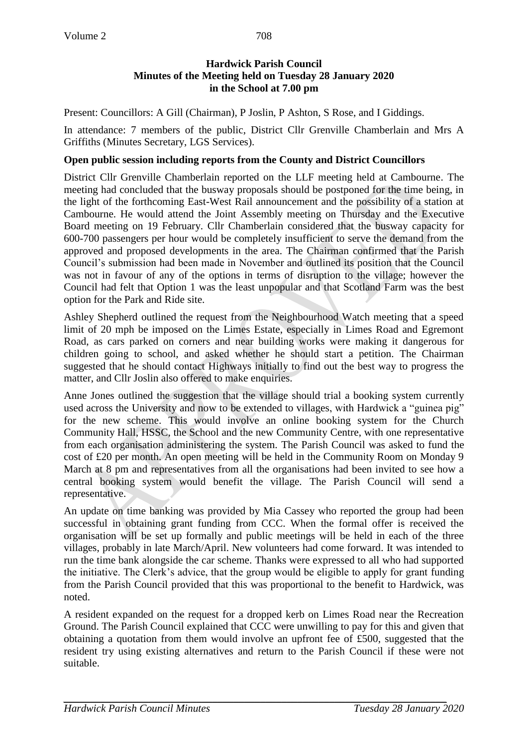**Hardwick Parish Council**
**Minutes of the Meeting held on Tuesday 28 January 2020**
**in the School at 7.00 pm**

Present: Councillors: A Gill (Chairman), P Joslin, P Ashton, S Rose, and I Giddings.

In attendance: 7 members of the public, District Cllr Grenville Chamberlain and Mrs A Griffiths (Minutes Secretary, LGS Services).

## Open public session including reports from the County and District Councillors

District Cllr Grenville Chamberlain reported on the LLF meeting held at Cambourne. The meeting had concluded that the busway proposals should be postponed for the time being, in the light of the forthcoming East-West Rail announcement and the possibility of a station at Cambourne. He would attend the Joint Assembly meeting on Thursday and the Executive Board meeting on 19 February. Cllr Chamberlain considered that the busway capacity for 600-700 passengers per hour would be completely insufficient to serve the demand from the approved and proposed developments in the area. The Chairman confirmed that the Parish Council's submission had been made in November and outlined its position that the Council was not in favour of any of the options in terms of disruption to the village; however the Council had felt that Option 1 was the least unpopular and that Scotland Farm was the best option for the Park and Ride site.

Ashley Shepherd outlined the request from the Neighbourhood Watch meeting that a speed limit of 20 mph be imposed on the Limes Estate, especially in Limes Road and Egremont Road, as cars parked on corners and near building works were making it dangerous for children going to school, and asked whether he should start a petition. The Chairman suggested that he should contact Highways initially to find out the best way to progress the matter, and Cllr Joslin also offered to make enquiries.

Anne Jones outlined the suggestion that the village should trial a booking system currently used across the University and now to be extended to villages, with Hardwick a "guinea pig" for the new scheme. This would involve an online booking system for the Church Community Hall, HSSC, the School and the new Community Centre, with one representative from each organisation administering the system. The Parish Council was asked to fund the cost of £20 per month. An open meeting will be held in the Community Room on Monday 9 March at 8 pm and representatives from all the organisations had been invited to see how a central booking system would benefit the village. The Parish Council will send a representative.

An update on time banking was provided by Mia Cassey who reported the group had been successful in obtaining grant funding from CCC. When the formal offer is received the organisation will be set up formally and public meetings will be held in each of the three villages, probably in late March/April. New volunteers had come forward. It was intended to run the time bank alongside the car scheme. Thanks were expressed to all who had supported the initiative. The Clerk's advice, that the group would be eligible to apply for grant funding from the Parish Council provided that this was proportional to the benefit to Hardwick, was noted.

A resident expanded on the request for a dropped kerb on Limes Road near the Recreation Ground. The Parish Council explained that CCC were unwilling to pay for this and given that obtaining a quotation from them would involve an upfront fee of £500, suggested that the resident try using existing alternatives and return to the Parish Council if these were not suitable.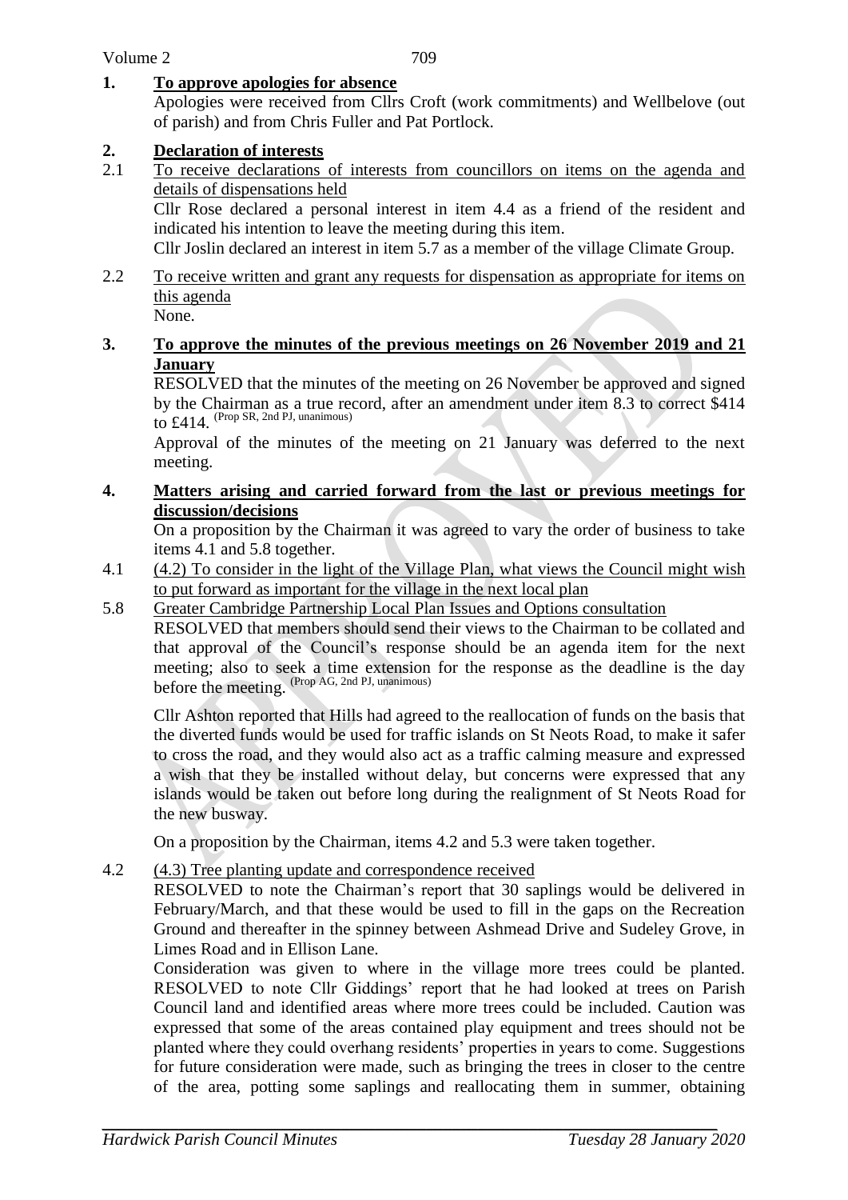## 1. To approve apologies for absence

Apologies were received from Cllrs Croft (work commitments) and Wellbelove (out of parish) and from Chris Fuller and Pat Portlock.

## 2. Declaration of interests

2.1 To receive declarations of interests from councillors on items on the agenda and details of dispensations held

Cllr Rose declared a personal interest in item 4.4 as a friend of the resident and indicated his intention to leave the meeting during this item.

Cllr Joslin declared an interest in item 5.7 as a member of the village Climate Group.

2.2 To receive written and grant any requests for dispensation as appropriate for items on this agenda

None.

## 3. To approve the minutes of the previous meetings on 26 November 2019 and 21 January

RESOLVED that the minutes of the meeting on 26 November be approved and signed by the Chairman as a true record, after an amendment under item 8.3 to correct $414 to £414. (Prop SR, 2nd PJ, unanimous)

Approval of the minutes of the meeting on 21 January was deferred to the next meeting.

## 4. Matters arising and carried forward from the last or previous meetings for discussion/decisions

On a proposition by the Chairman it was agreed to vary the order of business to take items 4.1 and 5.8 together.

4.1 (4.2) To consider in the light of the Village Plan, what views the Council might wish to put forward as important for the village in the next local plan

5.8 Greater Cambridge Partnership Local Plan Issues and Options consultation

RESOLVED that members should send their views to the Chairman to be collated and that approval of the Council's response should be an agenda item for the next meeting; also to seek a time extension for the response as the deadline is the day before the meeting. (Prop AG, 2nd PJ, unanimous)

Cllr Ashton reported that Hills had agreed to the reallocation of funds on the basis that the diverted funds would be used for traffic islands on St Neots Road, to make it safer to cross the road, and they would also act as a traffic calming measure and expressed a wish that they be installed without delay, but concerns were expressed that any islands would be taken out before long during the realignment of St Neots Road for the new busway.

On a proposition by the Chairman, items 4.2 and 5.3 were taken together.

4.2 (4.3) Tree planting update and correspondence received

RESOLVED to note the Chairman's report that 30 saplings would be delivered in February/March, and that these would be used to fill in the gaps on the Recreation Ground and thereafter in the spinney between Ashmead Drive and Sudeley Grove, in Limes Road and in Ellison Lane.

Consideration was given to where in the village more trees could be planted. RESOLVED to note Cllr Giddings' report that he had looked at trees on Parish Council land and identified areas where more trees could be included. Caution was expressed that some of the areas contained play equipment and trees should not be planted where they could overhang residents' properties in years to come. Suggestions for future consideration were made, such as bringing the trees in closer to the centre of the area, potting some saplings and reallocating them in summer, obtaining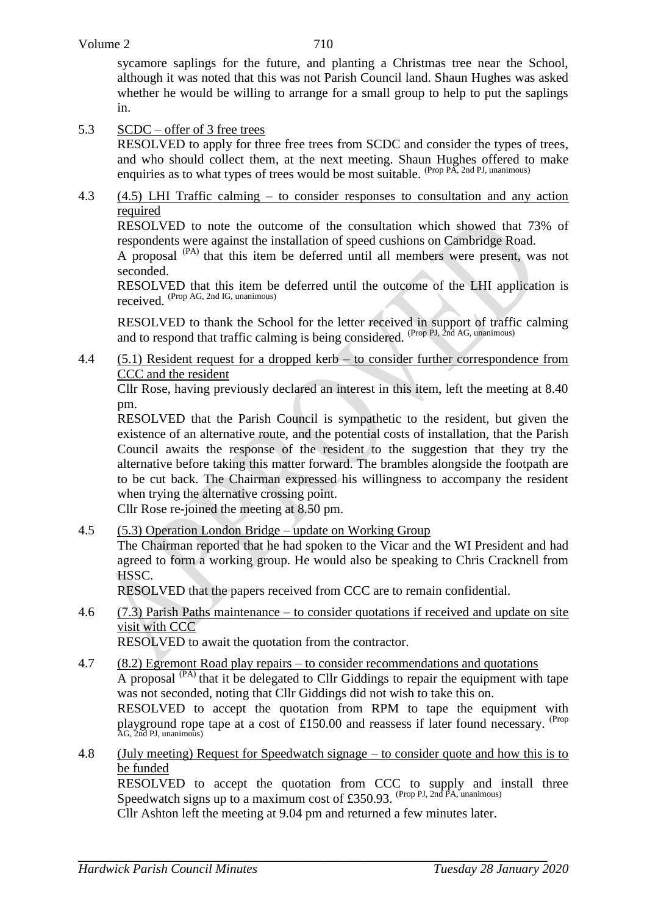sycamore saplings for the future, and planting a Christmas tree near the School, although it was noted that this was not Parish Council land. Shaun Hughes was asked whether he would be willing to arrange for a small group to help to put the saplings in.

5.3 SCDC – offer of 3 free trees

RESOLVED to apply for three free trees from SCDC and consider the types of trees, and who should collect them, at the next meeting. Shaun Hughes offered to make enquiries as to what types of trees would be most suitable. (Prop PA, 2nd PJ, unanimous)

4.3 (4.5) LHI Traffic calming – to consider responses to consultation and any action required

RESOLVED to note the outcome of the consultation which showed that 73% of respondents were against the installation of speed cushions on Cambridge Road.

A proposal (PA) that this item be deferred until all members were present, was not seconded.

RESOLVED that this item be deferred until the outcome of the LHI application is received. (Prop AG, 2nd IG, unanimous)

RESOLVED to thank the School for the letter received in support of traffic calming and to respond that traffic calming is being considered. (Prop PJ, 2nd AG, unanimous)

4.4 (5.1) Resident request for a dropped kerb – to consider further correspondence from CCC and the resident

Cllr Rose, having previously declared an interest in this item, left the meeting at 8.40 pm.

RESOLVED that the Parish Council is sympathetic to the resident, but given the existence of an alternative route, and the potential costs of installation, that the Parish Council awaits the response of the resident to the suggestion that they try the alternative before taking this matter forward. The brambles alongside the footpath are to be cut back. The Chairman expressed his willingness to accompany the resident when trying the alternative crossing point.

Cllr Rose re-joined the meeting at 8.50 pm.

4.5 (5.3) Operation London Bridge – update on Working Group

The Chairman reported that he had spoken to the Vicar and the WI President and had agreed to form a working group. He would also be speaking to Chris Cracknell from HSSC.

RESOLVED that the papers received from CCC are to remain confidential.

4.6 (7.3) Parish Paths maintenance – to consider quotations if received and update on site visit with CCC

RESOLVED to await the quotation from the contractor.

4.7 (8.2) Egremont Road play repairs – to consider recommendations and quotations

A proposal (PA) that it be delegated to Cllr Giddings to repair the equipment with tape was not seconded, noting that Cllr Giddings did not wish to take this on.

RESOLVED to accept the quotation from RPM to tape the equipment with playground rope tape at a cost of £150.00 and reassess if later found necessary. (Prop AG, 2nd PJ, unanimous)

4.8 (July meeting) Request for Speedwatch signage – to consider quote and how this is to be funded

RESOLVED to accept the quotation from CCC to supply and install three Speedwatch signs up to a maximum cost of £350.93. (Prop PJ, 2nd PA, unanimous)

Cllr Ashton left the meeting at 9.04 pm and returned a few minutes later.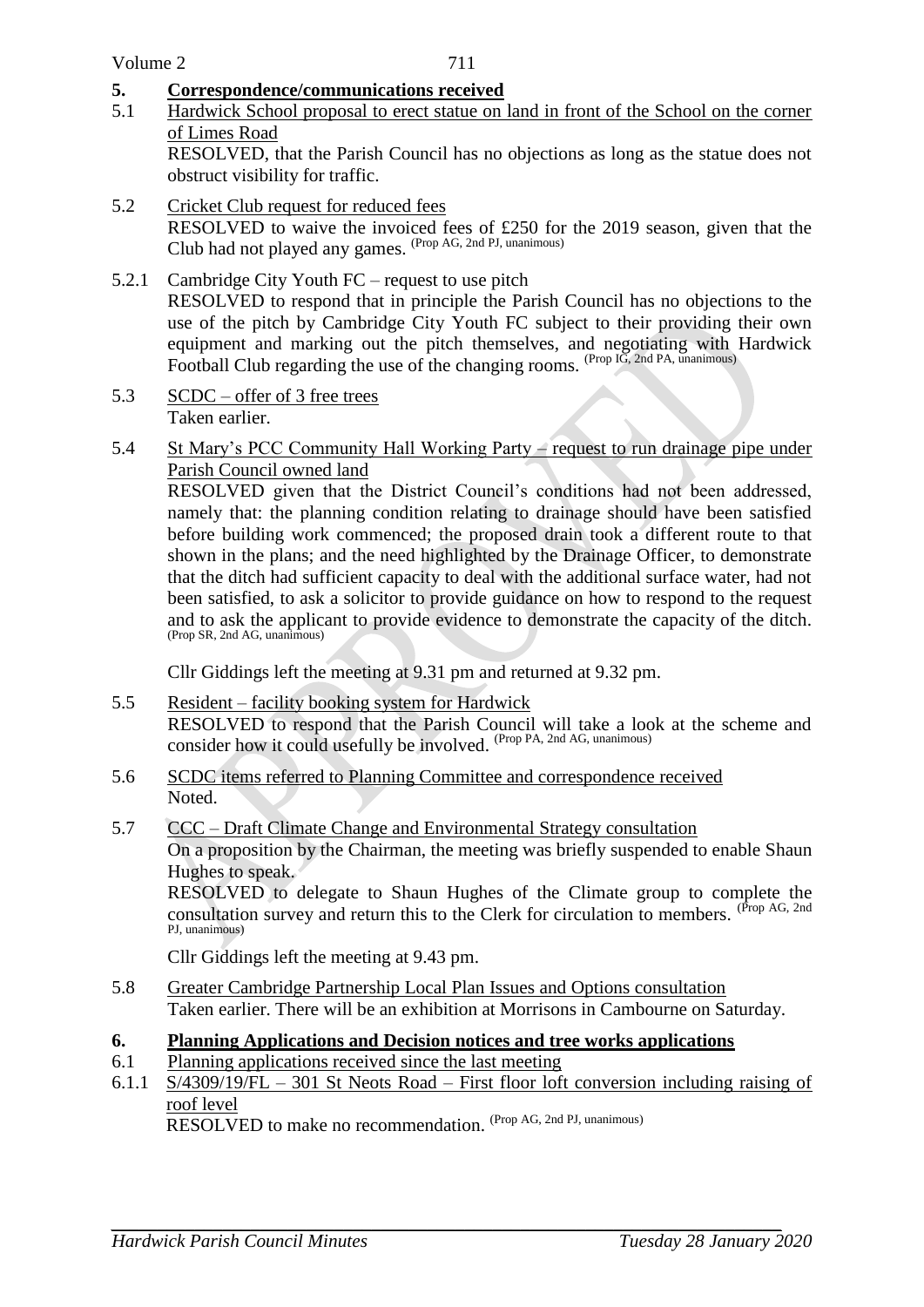## 5. Correspondence/communications received

5.1 Hardwick School proposal to erect statue on land in front of the School on the corner of Limes Road

RESOLVED, that the Parish Council has no objections as long as the statue does not obstruct visibility for traffic.

5.2 Cricket Club request for reduced fees

RESOLVED to waive the invoiced fees of £250 for the 2019 season, given that the Club had not played any games. (Prop AG, 2nd PJ, unanimous)

5.2.1 Cambridge City Youth FC – request to use pitch

RESOLVED to respond that in principle the Parish Council has no objections to the use of the pitch by Cambridge City Youth FC subject to their providing their own equipment and marking out the pitch themselves, and negotiating with Hardwick Football Club regarding the use of the changing rooms. (Prop IG, 2nd PA, unanimous)

5.3 SCDC – offer of 3 free trees

Taken earlier.

5.4 St Mary's PCC Community Hall Working Party – request to run drainage pipe under Parish Council owned land

RESOLVED given that the District Council's conditions had not been addressed, namely that: the planning condition relating to drainage should have been satisfied before building work commenced; the proposed drain took a different route to that shown in the plans; and the need highlighted by the Drainage Officer, to demonstrate that the ditch had sufficient capacity to deal with the additional surface water, had not been satisfied, to ask a solicitor to provide guidance on how to respond to the request and to ask the applicant to provide evidence to demonstrate the capacity of the ditch. (Prop SR, 2nd AG, unanimous)

Cllr Giddings left the meeting at 9.31 pm and returned at 9.32 pm.

5.5 Resident – facility booking system for Hardwick

RESOLVED to respond that the Parish Council will take a look at the scheme and consider how it could usefully be involved. (Prop PA, 2nd AG, unanimous)

5.6 SCDC items referred to Planning Committee and correspondence received

Noted.

5.7 CCC – Draft Climate Change and Environmental Strategy consultation

On a proposition by the Chairman, the meeting was briefly suspended to enable Shaun Hughes to speak.

RESOLVED to delegate to Shaun Hughes of the Climate group to complete the consultation survey and return this to the Clerk for circulation to members. (Prop AG, 2nd PJ, unanimous)

Cllr Giddings left the meeting at 9.43 pm.

5.8 Greater Cambridge Partnership Local Plan Issues and Options consultation

Taken earlier. There will be an exhibition at Morrisons in Cambourne on Saturday.

## 6. Planning Applications and Decision notices and tree works applications

6.1 Planning applications received since the last meeting

6.1.1 S/4309/19/FL – 301 St Neots Road – First floor loft conversion including raising of roof level

RESOLVED to make no recommendation. (Prop AG, 2nd PJ, unanimous)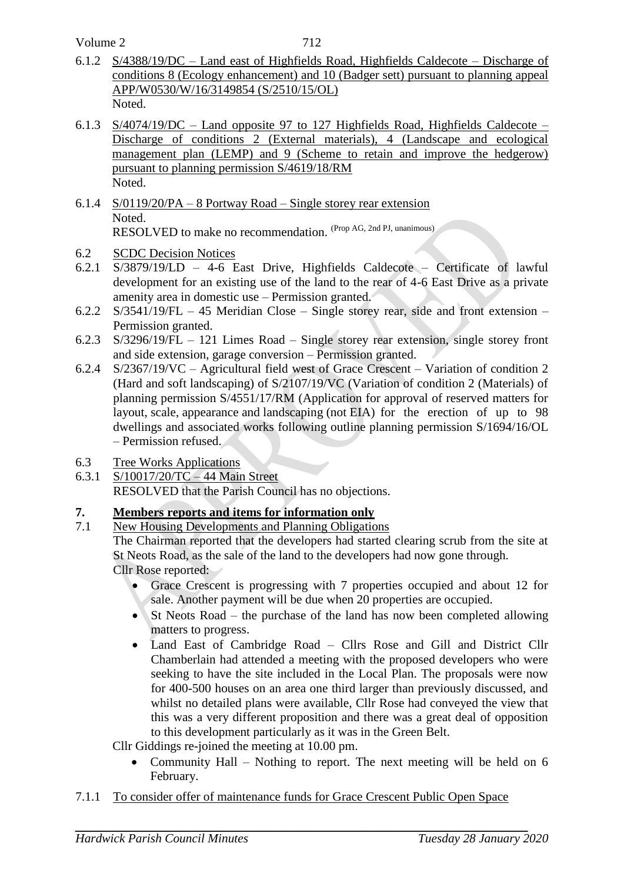6.1.2 S/4388/19/DC – Land east of Highfields Road, Highfields Caldecote – Discharge of conditions 8 (Ecology enhancement) and 10 (Badger sett) pursuant to planning appeal APP/W0530/W/16/3149854 (S/2510/15/OL)
Noted.

6.1.3 S/4074/19/DC – Land opposite 97 to 127 Highfields Road, Highfields Caldecote – Discharge of conditions 2 (External materials), 4 (Landscape and ecological management plan (LEMP) and 9 (Scheme to retain and improve the hedgerow) pursuant to planning permission S/4619/18/RM
Noted.

6.1.4 S/0119/20/PA – 8 Portway Road – Single storey rear extension
Noted.
RESOLVED to make no recommendation. (Prop AG, 2nd PJ, unanimous)

6.2 SCDC Decision Notices

6.2.1 S/3879/19/LD – 4-6 East Drive, Highfields Caldecote – Certificate of lawful development for an existing use of the land to the rear of 4-6 East Drive as a private amenity area in domestic use – Permission granted.

6.2.2 S/3541/19/FL – 45 Meridian Close – Single storey rear, side and front extension – Permission granted.

6.2.3 S/3296/19/FL – 121 Limes Road – Single storey rear extension, single storey front and side extension, garage conversion – Permission granted.

6.2.4 S/2367/19/VC – Agricultural field west of Grace Crescent – Variation of condition 2 (Hard and soft landscaping) of S/2107/19/VC (Variation of condition 2 (Materials) of planning permission S/4551/17/RM (Application for approval of reserved matters for layout, scale, appearance and landscaping (not EIA) for the erection of up to 98 dwellings and associated works following outline planning permission S/1694/16/OL – Permission refused.

6.3 Tree Works Applications

6.3.1 S/10017/20/TC – 44 Main Street
RESOLVED that the Parish Council has no objections.

## 7. Members reports and items for information only

7.1 New Housing Developments and Planning Obligations

The Chairman reported that the developers had started clearing scrub from the site at St Neots Road, as the sale of the land to the developers had now gone through.

Cllr Rose reported:

- Grace Crescent is progressing with 7 properties occupied and about 12 for sale. Another payment will be due when 20 properties are occupied.
- St Neots Road – the purchase of the land has now been completed allowing matters to progress.
- Land East of Cambridge Road – Cllrs Rose and Gill and District Cllr Chamberlain had attended a meeting with the proposed developers who were seeking to have the site included in the Local Plan. The proposals were now for 400-500 houses on an area one third larger than previously discussed, and whilst no detailed plans were available, Cllr Rose had conveyed the view that this was a very different proposition and there was a great deal of opposition to this development particularly as it was in the Green Belt.

Cllr Giddings re-joined the meeting at 10.00 pm.

- Community Hall – Nothing to report. The next meeting will be held on 6 February.

7.1.1 To consider offer of maintenance funds for Grace Crescent Public Open Space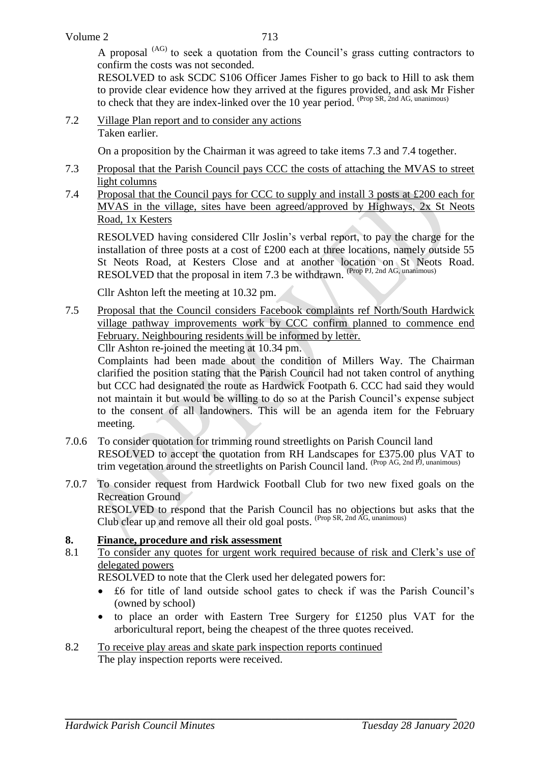A proposal (AG) to seek a quotation from the Council's grass cutting contractors to confirm the costs was not seconded.

RESOLVED to ask SCDC S106 Officer James Fisher to go back to Hill to ask them to provide clear evidence how they arrived at the figures provided, and ask Mr Fisher to check that they are index-linked over the 10 year period. (Prop SR, 2nd AG, unanimous)

7.2 Village Plan report and to consider any actions

Taken earlier.

On a proposition by the Chairman it was agreed to take items 7.3 and 7.4 together.

7.3 Proposal that the Parish Council pays CCC the costs of attaching the MVAS to street light columns

7.4 Proposal that the Council pays for CCC to supply and install 3 posts at £200 each for MVAS in the village, sites have been agreed/approved by Highways, 2x St Neots Road, 1x Kesters

RESOLVED having considered Cllr Joslin's verbal report, to pay the charge for the installation of three posts at a cost of £200 each at three locations, namely outside 55 St Neots Road, at Kesters Close and at another location on St Neots Road. RESOLVED that the proposal in item 7.3 be withdrawn. (Prop PJ, 2nd AG, unanimous)

Cllr Ashton left the meeting at 10.32 pm.

7.5 Proposal that the Council considers Facebook complaints ref North/South Hardwick village pathway improvements work by CCC confirm planned to commence end February. Neighbouring residents will be informed by letter.

Cllr Ashton re-joined the meeting at 10.34 pm.

Complaints had been made about the condition of Millers Way. The Chairman clarified the position stating that the Parish Council had not taken control of anything but CCC had designated the route as Hardwick Footpath 6. CCC had said they would not maintain it but would be willing to do so at the Parish Council's expense subject to the consent of all landowners. This will be an agenda item for the February meeting.

7.0.6 To consider quotation for trimming round streetlights on Parish Council land

RESOLVED to accept the quotation from RH Landscapes for £375.00 plus VAT to trim vegetation around the streetlights on Parish Council land. (Prop AG, 2nd PJ, unanimous)

7.0.7 To consider request from Hardwick Football Club for two new fixed goals on the Recreation Ground

RESOLVED to respond that the Parish Council has no objections but asks that the Club clear up and remove all their old goal posts. (Prop SR, 2nd AG, unanimous)

## 8. Finance, procedure and risk assessment

8.1 To consider any quotes for urgent work required because of risk and Clerk's use of delegated powers

RESOLVED to note that the Clerk used her delegated powers for:

- £6 for title of land outside school gates to check if was the Parish Council's (owned by school)
- to place an order with Eastern Tree Surgery for £1250 plus VAT for the arboricultural report, being the cheapest of the three quotes received.

8.2 To receive play areas and skate park inspection reports continued

The play inspection reports were received.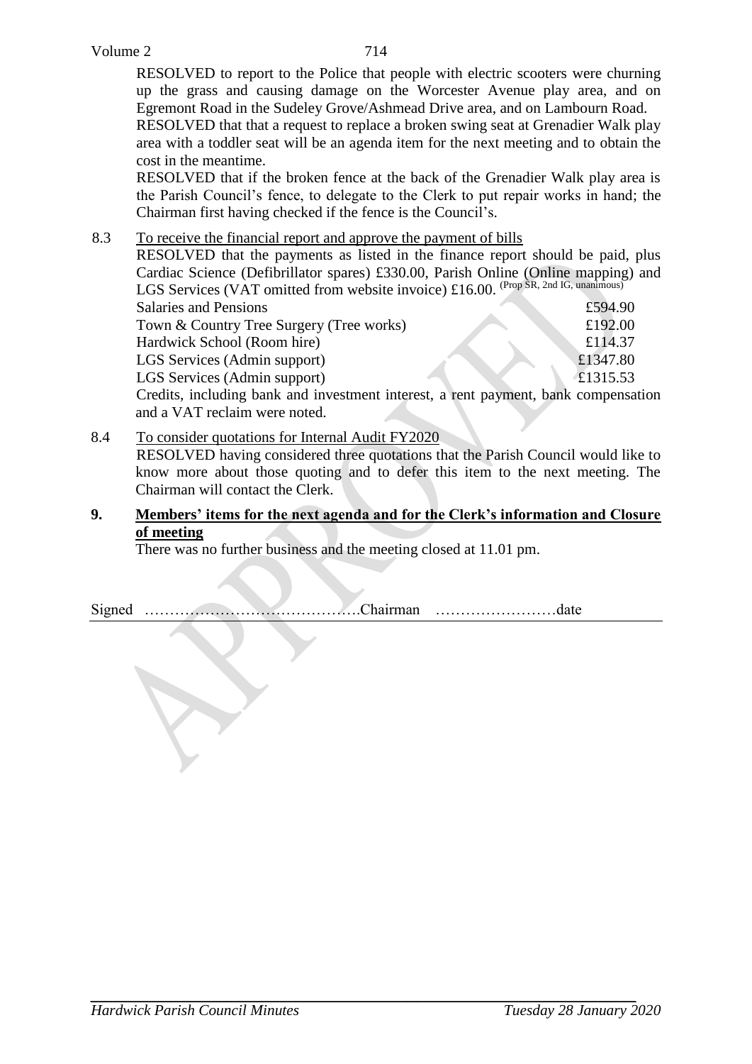RESOLVED to report to the Police that people with electric scooters were churning up the grass and causing damage on the Worcester Avenue play area, and on Egremont Road in the Sudeley Grove/Ashmead Drive area, and on Lambourn Road.

RESOLVED that that a request to replace a broken swing seat at Grenadier Walk play area with a toddler seat will be an agenda item for the next meeting and to obtain the cost in the meantime.

RESOLVED that if the broken fence at the back of the Grenadier Walk play area is the Parish Council's fence, to delegate to the Clerk to put repair works in hand; the Chairman first having checked if the fence is the Council's.

8.3 To receive the financial report and approve the payment of bills

RESOLVED that the payments as listed in the finance report should be paid, plus Cardiac Science (Defibrillator spares) £330.00, Parish Online (Online mapping) and LGS Services (VAT omitted from website invoice) £16.00. (Prop SR, 2nd IG, unanimous)

| | |
|---|---|
| Salaries and Pensions | £594.90 |
| Town & Country Tree Surgery (Tree works) | £192.00 |
| Hardwick School (Room hire) | £114.37 |
| LGS Services (Admin support) | £1347.80 |
| LGS Services (Admin support) | £1315.53 |

Credits, including bank and investment interest, a rent payment, bank compensation and a VAT reclaim were noted.

8.4 To consider quotations for Internal Audit FY2020

RESOLVED having considered three quotations that the Parish Council would like to know more about those quoting and to defer this item to the next meeting. The Chairman will contact the Clerk.

**9. Members' items for the next agenda and for the Clerk's information and Closure of meeting**

There was no further business and the meeting closed at 11.01 pm.

Signed …………………………………….Chairman ……………………date